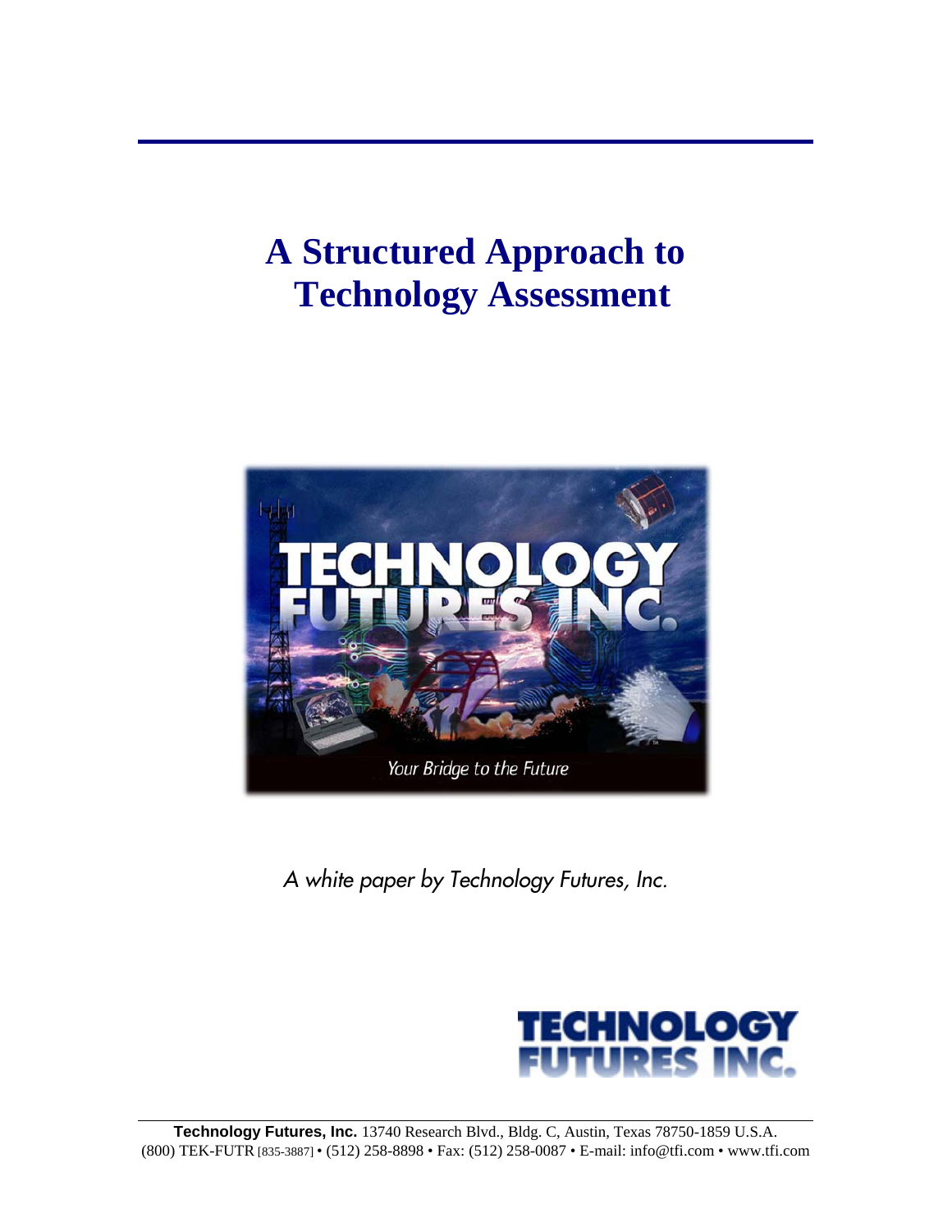# A Structured Approach to Technology Assessment

*A white paper by Technology Futures, Inc.*

**Technology Futures, Inc.** 13740 Research Blvd., Bldg. C, Austin, Texas 78750-1859 U.S.A.
(800) TEK-FUTR [835-3887] • (512) 258-8898 • Fax: (512) 258-0087 • E-mail: info@tfi.com • www.tfi.com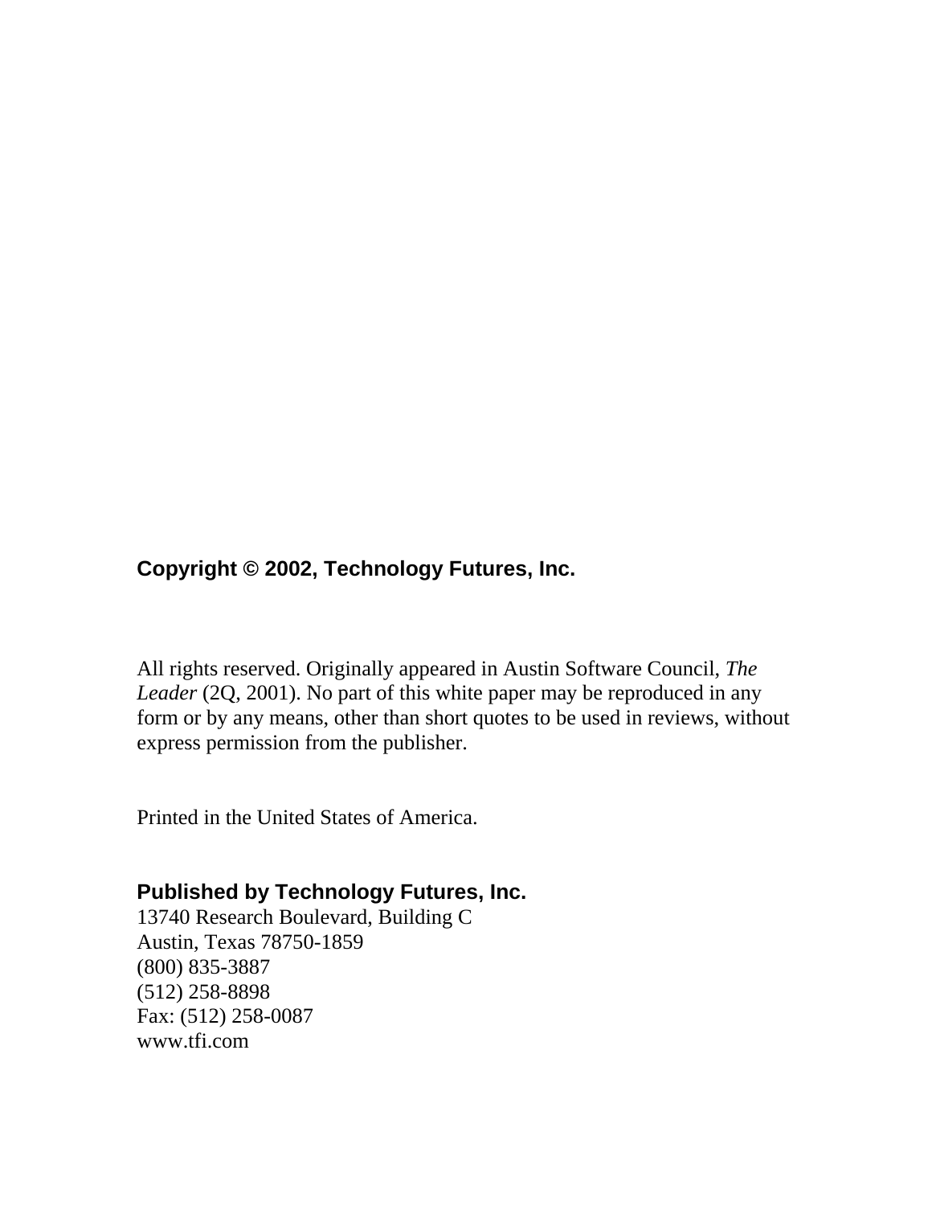**Copyright © 2002, Technology Futures, Inc.**

All rights reserved. Originally appeared in Austin Software Council, *The Leader* (2Q, 2001). No part of this white paper may be reproduced in any form or by any means, other than short quotes to be used in reviews, without express permission from the publisher.

Printed in the United States of America.

**Published by Technology Futures, Inc.**
13740 Research Boulevard, Building C
Austin, Texas 78750-1859
(800) 835-3887
(512) 258-8898
Fax: (512) 258-0087
www.tfi.com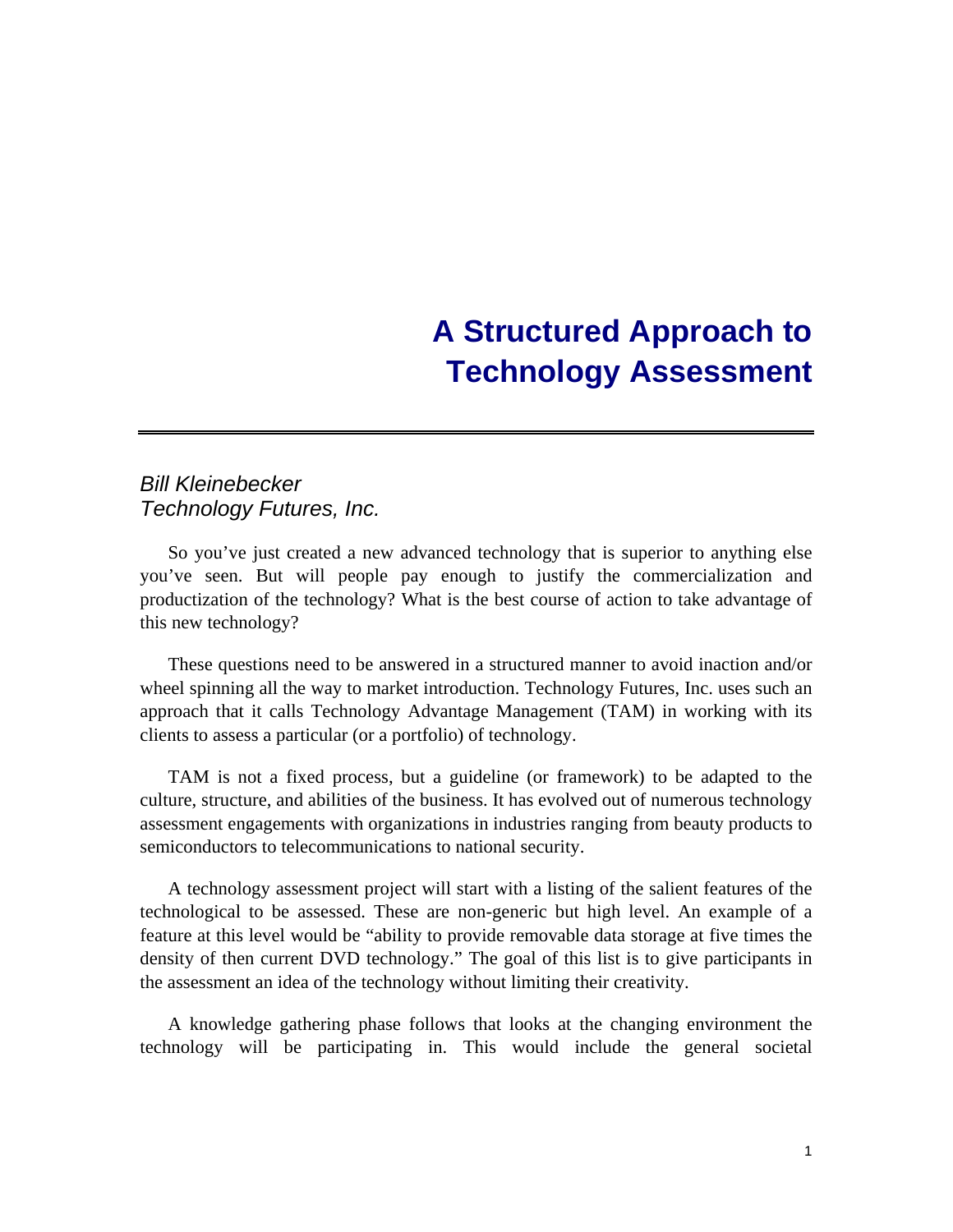# A Structured Approach to Technology Assessment

*Bill Kleinebecker*
*Technology Futures, Inc.*

So you've just created a new advanced technology that is superior to anything else you've seen. But will people pay enough to justify the commercialization and productization of the technology? What is the best course of action to take advantage of this new technology?

These questions need to be answered in a structured manner to avoid inaction and/or wheel spinning all the way to market introduction. Technology Futures, Inc. uses such an approach that it calls Technology Advantage Management (TAM) in working with its clients to assess a particular (or a portfolio) of technology.

TAM is not a fixed process, but a guideline (or framework) to be adapted to the culture, structure, and abilities of the business. It has evolved out of numerous technology assessment engagements with organizations in industries ranging from beauty products to semiconductors to telecommunications to national security.

A technology assessment project will start with a listing of the salient features of the technological to be assessed. These are non-generic but high level. An example of a feature at this level would be "ability to provide removable data storage at five times the density of then current DVD technology." The goal of this list is to give participants in the assessment an idea of the technology without limiting their creativity.

A knowledge gathering phase follows that looks at the changing environment the technology will be participating in. This would include the general societal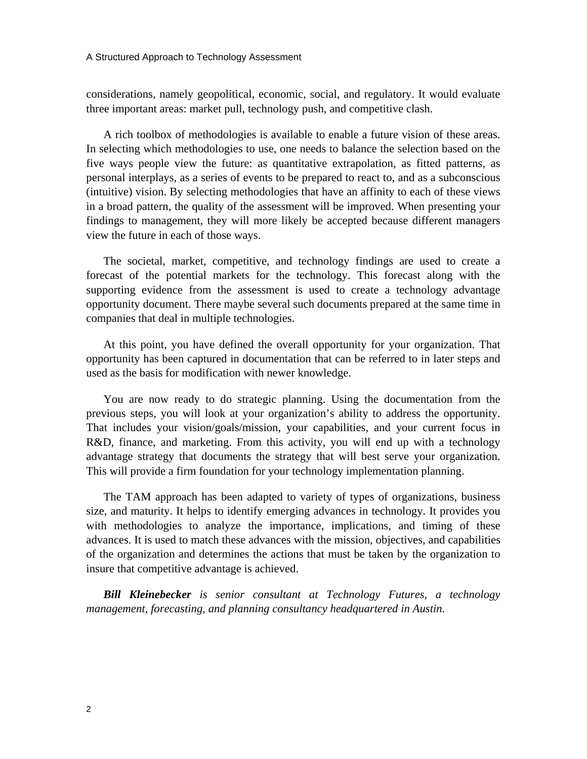considerations, namely geopolitical, economic, social, and regulatory. It would evaluate three important areas: market pull, technology push, and competitive clash.

A rich toolbox of methodologies is available to enable a future vision of these areas. In selecting which methodologies to use, one needs to balance the selection based on the five ways people view the future: as quantitative extrapolation, as fitted patterns, as personal interplays, as a series of events to be prepared to react to, and as a subconscious (intuitive) vision. By selecting methodologies that have an affinity to each of these views in a broad pattern, the quality of the assessment will be improved. When presenting your findings to management, they will more likely be accepted because different managers view the future in each of those ways.

The societal, market, competitive, and technology findings are used to create a forecast of the potential markets for the technology. This forecast along with the supporting evidence from the assessment is used to create a technology advantage opportunity document. There maybe several such documents prepared at the same time in companies that deal in multiple technologies.

At this point, you have defined the overall opportunity for your organization. That opportunity has been captured in documentation that can be referred to in later steps and used as the basis for modification with newer knowledge.

You are now ready to do strategic planning. Using the documentation from the previous steps, you will look at your organization's ability to address the opportunity. That includes your vision/goals/mission, your capabilities, and your current focus in R&D, finance, and marketing. From this activity, you will end up with a technology advantage strategy that documents the strategy that will best serve your organization. This will provide a firm foundation for your technology implementation planning.

The TAM approach has been adapted to variety of types of organizations, business size, and maturity. It helps to identify emerging advances in technology. It provides you with methodologies to analyze the importance, implications, and timing of these advances. It is used to match these advances with the mission, objectives, and capabilities of the organization and determines the actions that must be taken by the organization to insure that competitive advantage is achieved.

***Bill Kleinebecker*** *is senior consultant at Technology Futures, a technology management, forecasting, and planning consultancy headquartered in Austin.*